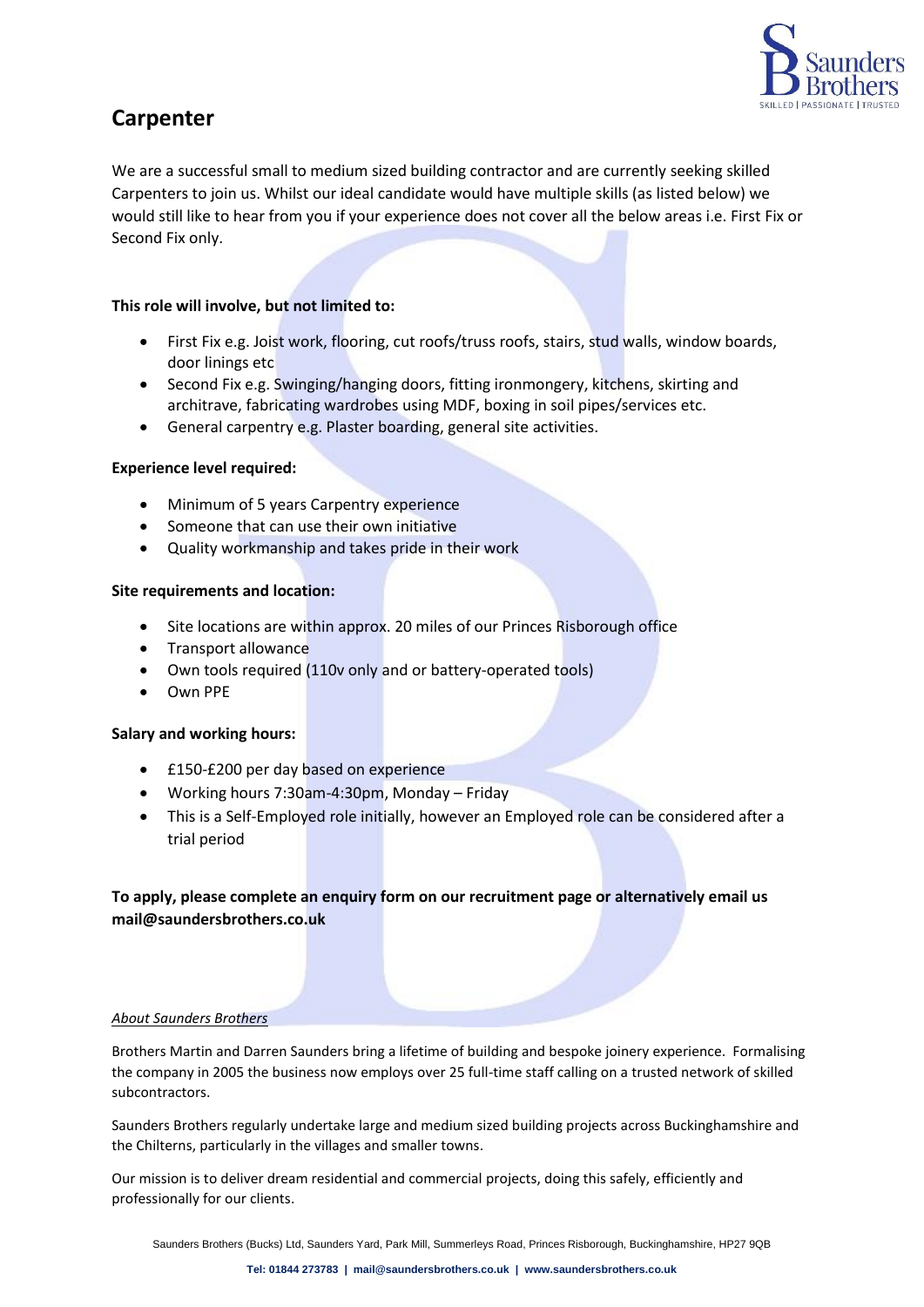# Carpenter

We are a successful small to medium sized building contractor and are currently seeking skilled Carpenters to join us. Whilst our ideal candidate would have multiple skills (as listed below) we would still like to hear from you if your experience does not cover all the below areas i.e. First Fix or Second Fix only.

**This role will involve, but not limited to:**

- First Fix e.g. Joist work, flooring, cut roofs/truss roofs, stairs, stud walls, window boards, door linings etc
- Second Fix e.g. Swinging/hanging doors, fitting ironmongery, kitchens, skirting and architrave, fabricating wardrobes using MDF, boxing in soil pipes/services etc.
- General carpentry e.g. Plaster boarding, general site activities.

**Experience level required:**

- Minimum of 5 years Carpentry experience
- Someone that can use their own initiative
- Quality workmanship and takes pride in their work

**Site requirements and location:**

- Site locations are within approx. 20 miles of our Princes Risborough office
- Transport allowance
- Own tools required (110v only and or battery-operated tools)
- Own PPE

**Salary and working hours:**

- £150-£200 per day based on experience
- Working hours 7:30am-4:30pm, Monday – Friday
- This is a Self-Employed role initially, however an Employed role can be considered after a trial period

**To apply, please complete an enquiry form on our recruitment page or alternatively email us mail@saundersbrothers.co.uk**

*About Saunders Brothers*

Brothers Martin and Darren Saunders bring a lifetime of building and bespoke joinery experience. Formalising the company in 2005 the business now employs over 25 full-time staff calling on a trusted network of skilled subcontractors.

Saunders Brothers regularly undertake large and medium sized building projects across Buckinghamshire and the Chilterns, particularly in the villages and smaller towns.

Our mission is to deliver dream residential and commercial projects, doing this safely, efficiently and professionally for our clients.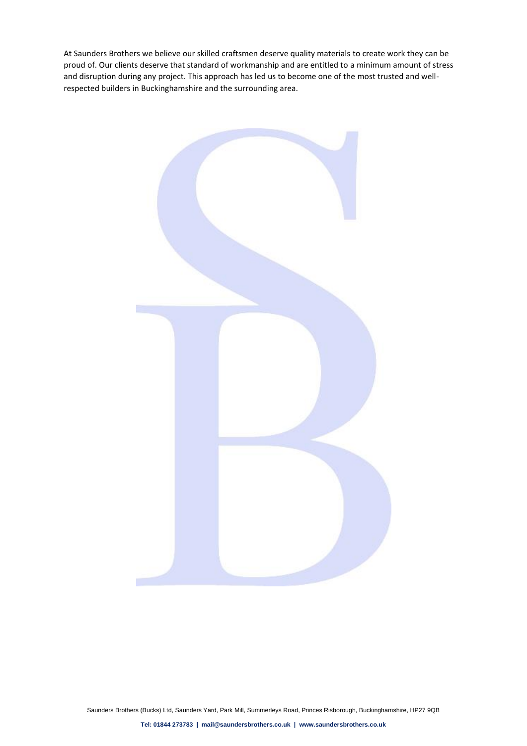At Saunders Brothers we believe our skilled craftsmen deserve quality materials to create work they can be proud of. Our clients deserve that standard of workmanship and are entitled to a minimum amount of stress and disruption during any project. This approach has led us to become one of the most trusted and well-respected builders in Buckinghamshire and the surrounding area.